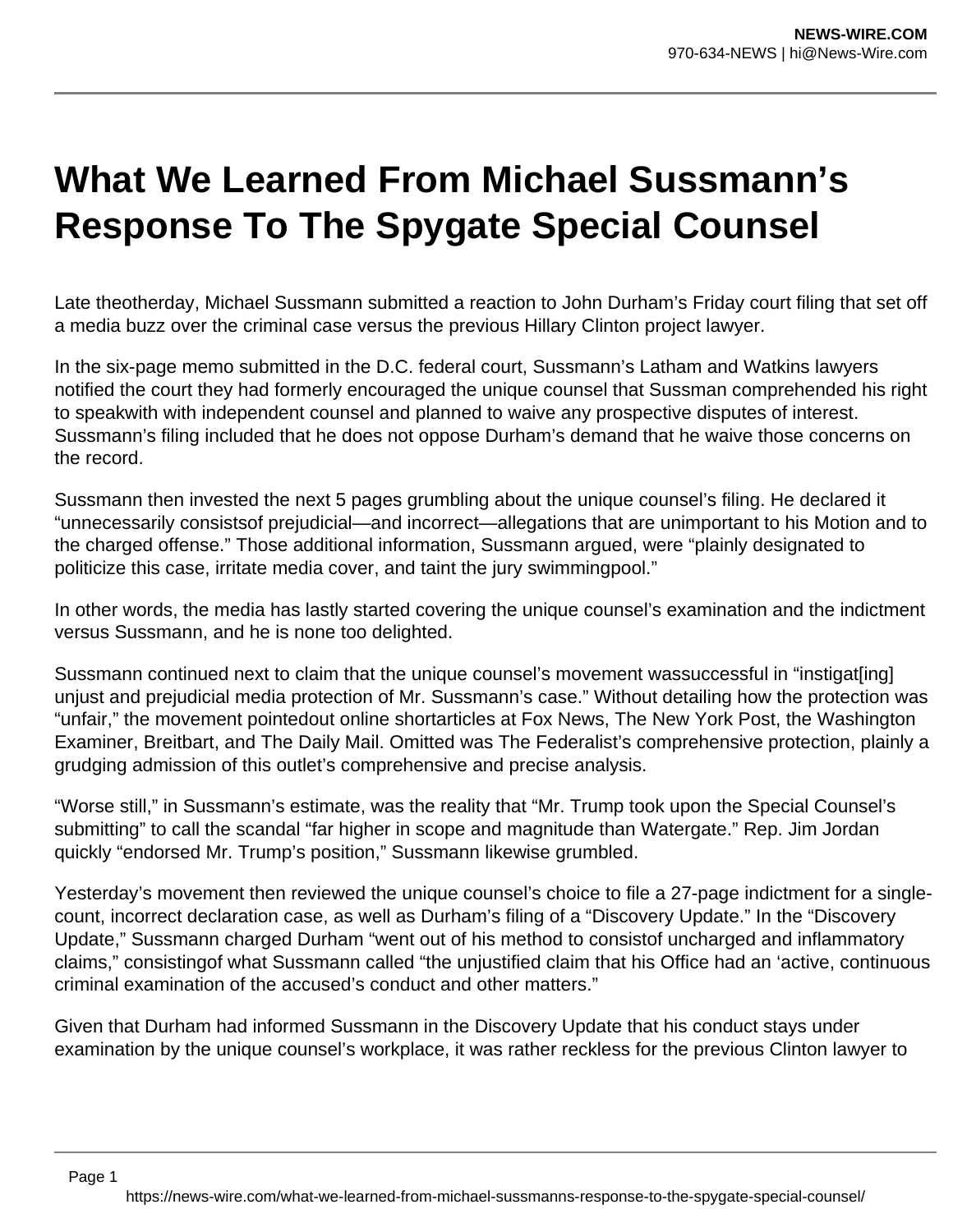# What We Learned From Michael Sussmann's Response To The Spygate Special Counsel

Late theotherday, Michael Sussmann submitted a reaction to John Durham's Friday court filing that set off a media buzz over the criminal case versus the previous Hillary Clinton project lawyer.

In the six-page memo submitted in the D.C. federal court, Sussmann's Latham and Watkins lawyers notified the court they had formerly encouraged the unique counsel that Sussman comprehended his right to speakwith with independent counsel and planned to waive any prospective disputes of interest. Sussmann's filing included that he does not oppose Durham's demand that he waive those concerns on the record.

Sussmann then invested the next 5 pages grumbling about the unique counsel's filing. He declared it "unnecessarily consistsof prejudicial—and incorrect—allegations that are unimportant to his Motion and to the charged offense." Those additional information, Sussmann argued, were "plainly designated to politicize this case, irritate media cover, and taint the jury swimmingpool."

In other words, the media has lastly started covering the unique counsel's examination and the indictment versus Sussmann, and he is none too delighted.

Sussmann continued next to claim that the unique counsel's movement wassuccessful in "instigat[ing] unjust and prejudicial media protection of Mr. Sussmann's case." Without detailing how the protection was "unfair," the movement pointedout online shortarticles at Fox News, The New York Post, the Washington Examiner, Breitbart, and The Daily Mail. Omitted was The Federalist's comprehensive protection, plainly a grudging admission of this outlet's comprehensive and precise analysis.

"Worse still," in Sussmann's estimate, was the reality that "Mr. Trump took upon the Special Counsel's submitting" to call the scandal "far higher in scope and magnitude than Watergate." Rep. Jim Jordan quickly "endorsed Mr. Trump's position," Sussmann likewise grumbled.

Yesterday's movement then reviewed the unique counsel's choice to file a 27-page indictment for a single-count, incorrect declaration case, as well as Durham's filing of a "Discovery Update." In the "Discovery Update," Sussmann charged Durham "went out of his method to consistof uncharged and inflammatory claims," consistingof what Sussmann called "the unjustified claim that his Office had an 'active, continuous criminal examination of the accused's conduct and other matters."

Given that Durham had informed Sussmann in the Discovery Update that his conduct stays under examination by the unique counsel's workplace, it was rather reckless for the previous Clinton lawyer to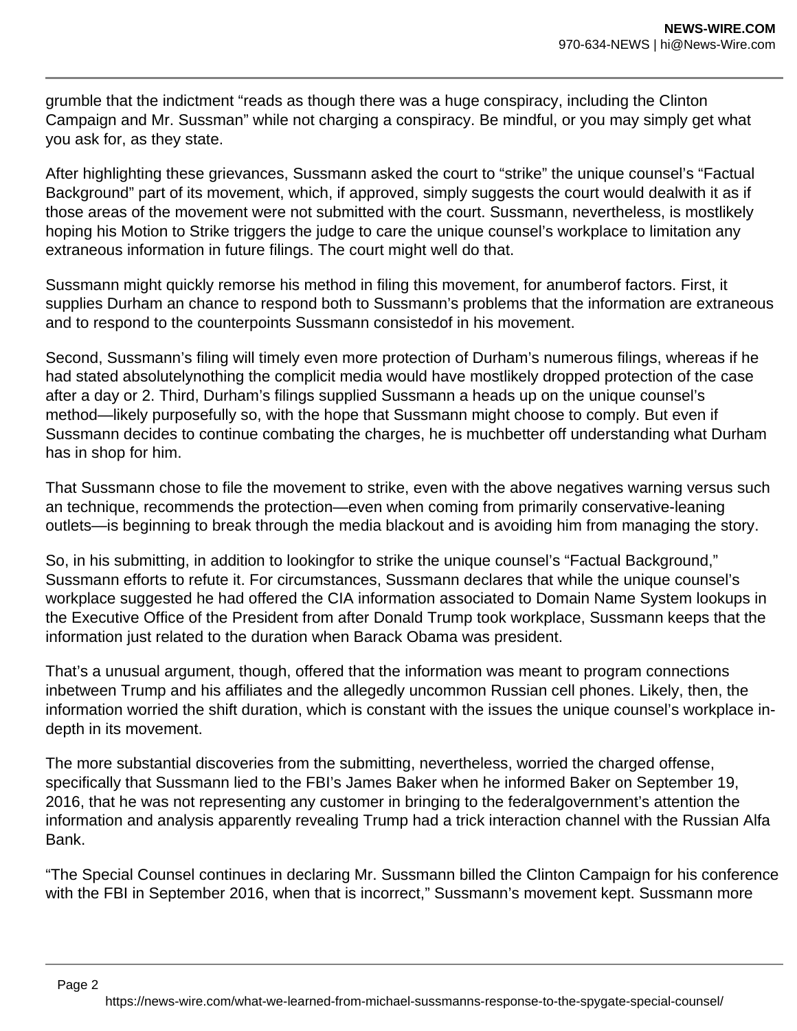grumble that the indictment “reads as though there was a huge conspiracy, including the Clinton Campaign and Mr. Sussman” while not charging a conspiracy. Be mindful, or you may simply get what you ask for, as they state.

After highlighting these grievances, Sussmann asked the court to “strike” the unique counsel’s “Factual Background” part of its movement, which, if approved, simply suggests the court would dealwith it as if those areas of the movement were not submitted with the court. Sussmann, nevertheless, is mostlikely hoping his Motion to Strike triggers the judge to care the unique counsel’s workplace to limitation any extraneous information in future filings. The court might well do that.

Sussmann might quickly remorse his method in filing this movement, for anumberof factors. First, it supplies Durham an chance to respond both to Sussmann’s problems that the information are extraneous and to respond to the counterpoints Sussmann consistedof in his movement.

Second, Sussmann’s filing will timely even more protection of Durham’s numerous filings, whereas if he had stated absolutelynothing the complicit media would have mostlikely dropped protection of the case after a day or 2. Third, Durham’s filings supplied Sussmann a heads up on the unique counsel’s method—likely purposefully so, with the hope that Sussmann might choose to comply. But even if Sussmann decides to continue combating the charges, he is muchbetter off understanding what Durham has in shop for him.

That Sussmann chose to file the movement to strike, even with the above negatives warning versus such an technique, recommends the protection—even when coming from primarily conservative-leaning outlets—is beginning to break through the media blackout and is avoiding him from managing the story.

So, in his submitting, in addition to lookingfor to strike the unique counsel’s “Factual Background,” Sussmann efforts to refute it. For circumstances, Sussmann declares that while the unique counsel’s workplace suggested he had offered the CIA information associated to Domain Name System lookups in the Executive Office of the President from after Donald Trump took workplace, Sussmann keeps that the information just related to the duration when Barack Obama was president.

That’s a unusual argument, though, offered that the information was meant to program connections inbetween Trump and his affiliates and the allegedly uncommon Russian cell phones. Likely, then, the information worried the shift duration, which is constant with the issues the unique counsel’s workplace in-depth in its movement.

The more substantial discoveries from the submitting, nevertheless, worried the charged offense, specifically that Sussmann lied to the FBI’s James Baker when he informed Baker on September 19, 2016, that he was not representing any customer in bringing to the federalgovernment’s attention the information and analysis apparently revealing Trump had a trick interaction channel with the Russian Alfa Bank.

“The Special Counsel continues in declaring Mr. Sussmann billed the Clinton Campaign for his conference with the FBI in September 2016, when that is incorrect,” Sussmann’s movement kept. Sussmann more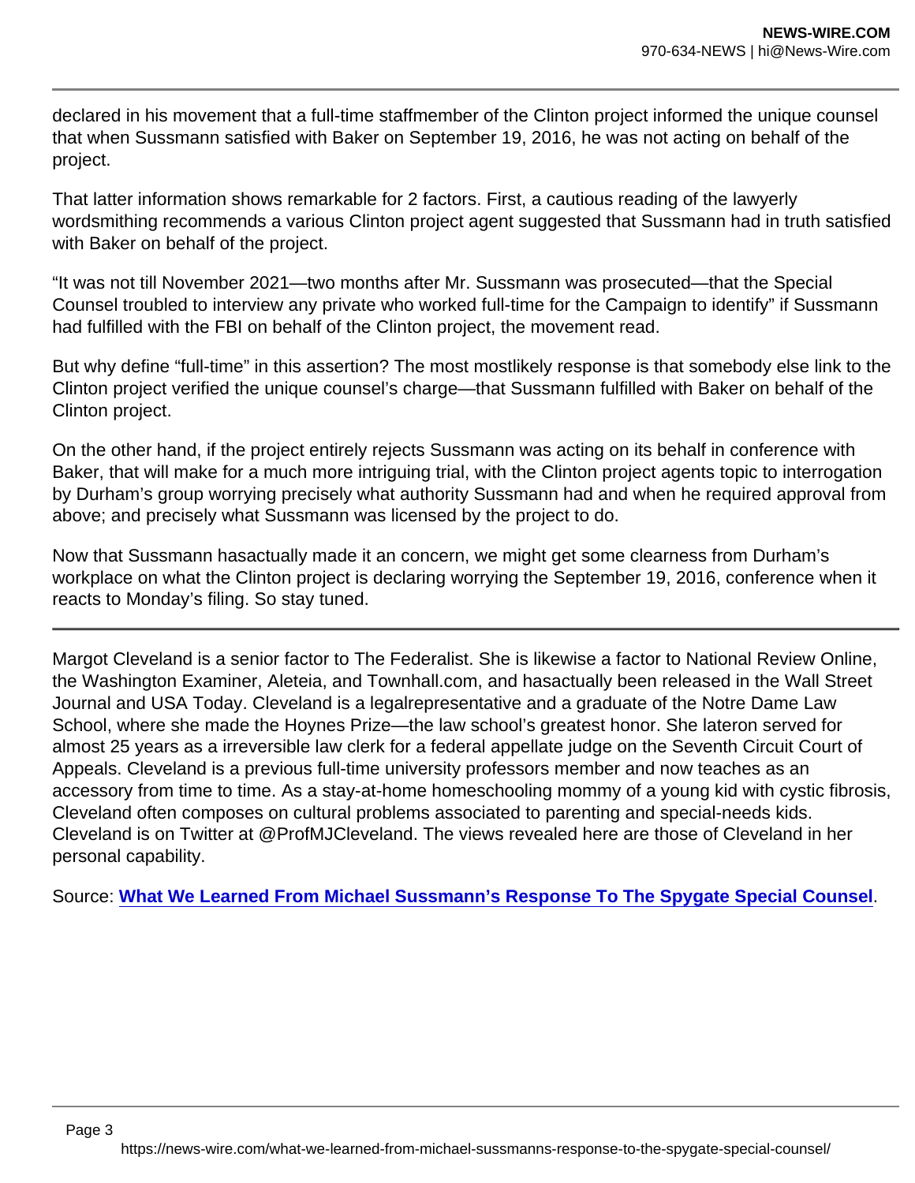declared in his movement that a full-time staffmember of the Clinton project informed the unique counsel that when Sussmann satisfied with Baker on September 19, 2016, he was not acting on behalf of the project.

That latter information shows remarkable for 2 factors. First, a cautious reading of the lawyerly wordsmithing recommends a various Clinton project agent suggested that Sussmann had in truth satisfied with Baker on behalf of the project.

"It was not till November 2021—two months after Mr. Sussmann was prosecuted—that the Special Counsel troubled to interview any private who worked full-time for the Campaign to identify" if Sussmann had fulfilled with the FBI on behalf of the Clinton project, the movement read.

But why define "full-time" in this assertion? The most mostlikely response is that somebody else link to the Clinton project verified the unique counsel's charge—that Sussmann fulfilled with Baker on behalf of the Clinton project.

On the other hand, if the project entirely rejects Sussmann was acting on its behalf in conference with Baker, that will make for a much more intriguing trial, with the Clinton project agents topic to interrogation by Durham's group worrying precisely what authority Sussmann had and when he required approval from above; and precisely what Sussmann was licensed by the project to do.

Now that Sussmann hasactually made it an concern, we might get some clearness from Durham's workplace on what the Clinton project is declaring worrying the September 19, 2016, conference when it reacts to Monday's filing. So stay tuned.

---

Margot Cleveland is a senior factor to The Federalist. She is likewise a factor to National Review Online, the Washington Examiner, Aleteia, and Townhall.com, and hasactually been released in the Wall Street Journal and USA Today. Cleveland is a legalrepresentative and a graduate of the Notre Dame Law School, where she made the Hoynes Prize—the law school's greatest honor. She lateron served for almost 25 years as a irreversible law clerk for a federal appellate judge on the Seventh Circuit Court of Appeals. Cleveland is a previous full-time university professors member and now teaches as an accessory from time to time. As a stay-at-home homeschooling mommy of a young kid with cystic fibrosis, Cleveland often composes on cultural problems associated to parenting and special-needs kids. Cleveland is on Twitter at @ProfMJCleveland. The views revealed here are those of Cleveland in her personal capability.

Source: **What We Learned From Michael Sussmann's Response To The Spygate Special Counsel**.